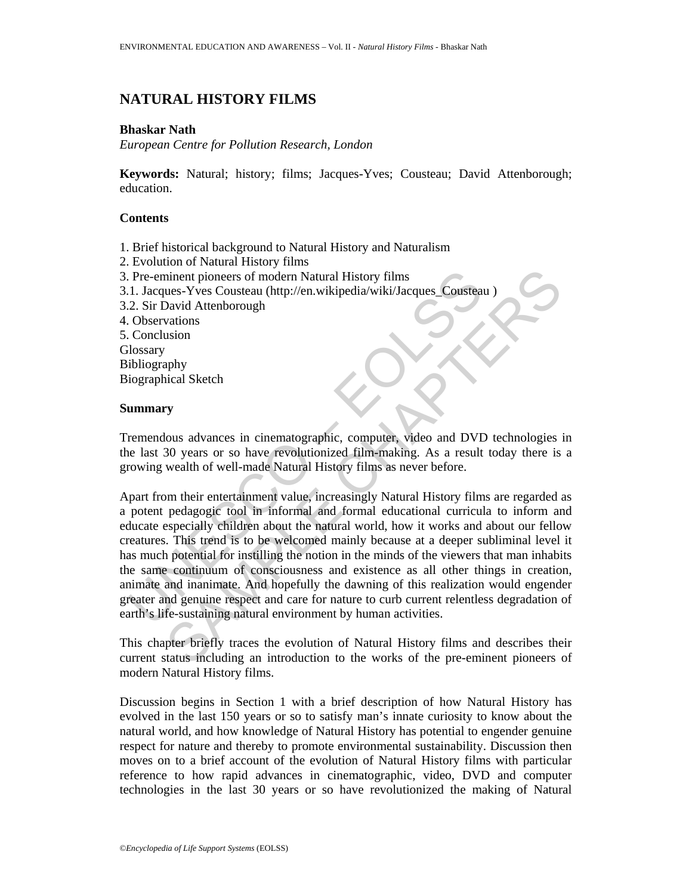# NATURAL HISTORY FILMS

**Bhaskar Nath**

*European Centre for Pollution Research, London*

**Keywords:** Natural; history; films; Jacques-Yves; Cousteau; David Attenborough; education.

## Contents

1. Brief historical background to Natural History and Naturalism
2. Evolution of Natural History films
3. Pre-eminent pioneers of modern Natural History films
3.1. Jacques-Yves Cousteau (http://en.wikipedia/wiki/Jacques_Cousteau )
3.2. Sir David Attenborough
4. Observations
5. Conclusion
Glossary
Bibliography
Biographical Sketch

## Summary

Tremendous advances in cinematographic, computer, video and DVD technologies in the last 30 years or so have revolutionized film-making. As a result today there is a growing wealth of well-made Natural History films as never before.

Apart from their entertainment value, increasingly Natural History films are regarded as a potent pedagogic tool in informal and formal educational curricula to inform and educate especially children about the natural world, how it works and about our fellow creatures. This trend is to be welcomed mainly because at a deeper subliminal level it has much potential for instilling the notion in the minds of the viewers that man inhabits the same continuum of consciousness and existence as all other things in creation, animate and inanimate. And hopefully the dawning of this realization would engender greater and genuine respect and care for nature to curb current relentless degradation of earth's life-sustaining natural environment by human activities.

This chapter briefly traces the evolution of Natural History films and describes their current status including an introduction to the works of the pre-eminent pioneers of modern Natural History films.

Discussion begins in Section 1 with a brief description of how Natural History has evolved in the last 150 years or so to satisfy man's innate curiosity to know about the natural world, and how knowledge of Natural History has potential to engender genuine respect for nature and thereby to promote environmental sustainability. Discussion then moves on to a brief account of the evolution of Natural History films with particular reference to how rapid advances in cinematographic, video, DVD and computer technologies in the last 30 years or so have revolutionized the making of Natural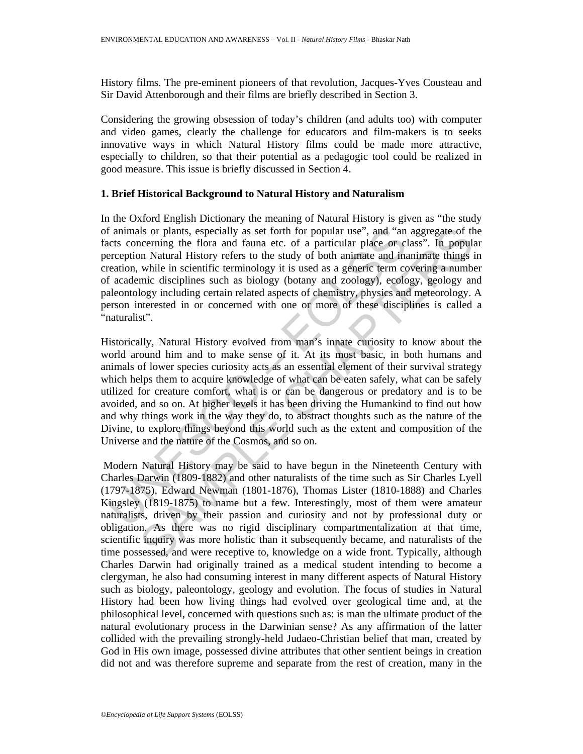History films. The pre-eminent pioneers of that revolution, Jacques-Yves Cousteau and Sir David Attenborough and their films are briefly described in Section 3.

Considering the growing obsession of today's children (and adults too) with computer and video games, clearly the challenge for educators and film-makers is to seeks innovative ways in which Natural History films could be made more attractive, especially to children, so that their potential as a pedagogic tool could be realized in good measure. This issue is briefly discussed in Section 4.

## 1. Brief Historical Background to Natural History and Naturalism

In the Oxford English Dictionary the meaning of Natural History is given as "the study of animals or plants, especially as set forth for popular use", and "an aggregate of the facts concerning the flora and fauna etc. of a particular place or class". In popular perception Natural History refers to the study of both animate and inanimate things in creation, while in scientific terminology it is used as a generic term covering a number of academic disciplines such as biology (botany and zoology), ecology, geology and paleontology including certain related aspects of chemistry, physics and meteorology. A person interested in or concerned with one or more of these disciplines is called a "naturalist".

Historically, Natural History evolved from man's innate curiosity to know about the world around him and to make sense of it. At its most basic, in both humans and animals of lower species curiosity acts as an essential element of their survival strategy which helps them to acquire knowledge of what can be eaten safely, what can be safely utilized for creature comfort, what is or can be dangerous or predatory and is to be avoided, and so on. At higher levels it has been driving the Humankind to find out how and why things work in the way they do, to abstract thoughts such as the nature of the Divine, to explore things beyond this world such as the extent and composition of the Universe and the nature of the Cosmos, and so on.

Modern Natural History may be said to have begun in the Nineteenth Century with Charles Darwin (1809-1882) and other naturalists of the time such as Sir Charles Lyell (1797-1875), Edward Newman (1801-1876), Thomas Lister (1810-1888) and Charles Kingsley (1819-1875) to name but a few. Interestingly, most of them were amateur naturalists, driven by their passion and curiosity and not by professional duty or obligation. As there was no rigid disciplinary compartmentalization at that time, scientific inquiry was more holistic than it subsequently became, and naturalists of the time possessed, and were receptive to, knowledge on a wide front. Typically, although Charles Darwin had originally trained as a medical student intending to become a clergyman, he also had consuming interest in many different aspects of Natural History such as biology, paleontology, geology and evolution. The focus of studies in Natural History had been how living things had evolved over geological time and, at the philosophical level, concerned with questions such as: is man the ultimate product of the natural evolutionary process in the Darwinian sense? As any affirmation of the latter collided with the prevailing strongly-held Judaeo-Christian belief that man, created by God in His own image, possessed divine attributes that other sentient beings in creation did not and was therefore supreme and separate from the rest of creation, many in the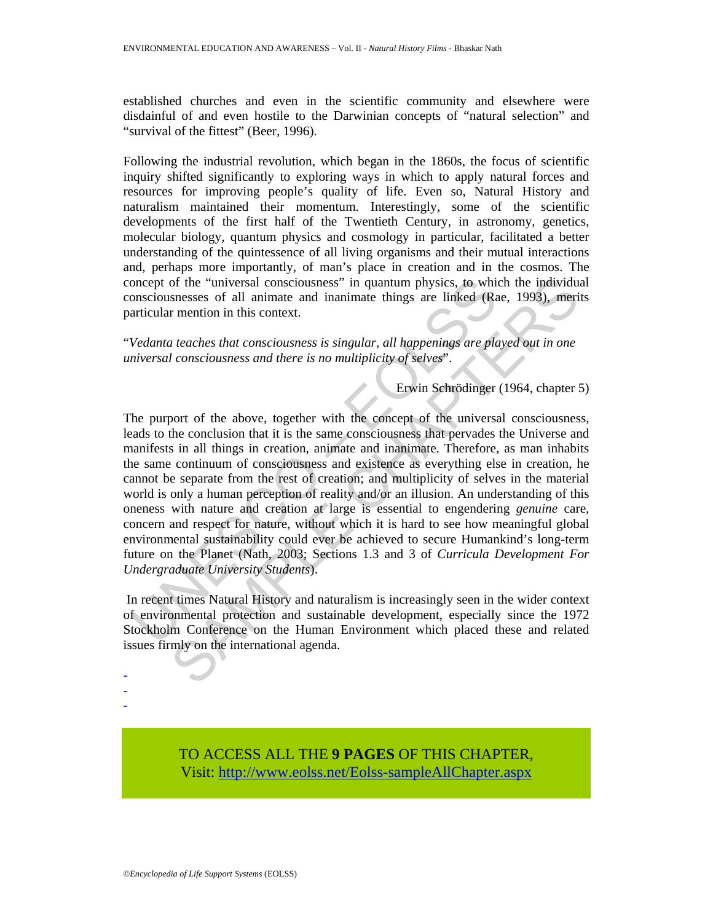established churches and even in the scientific community and elsewhere were disdainful of and even hostile to the Darwinian concepts of "natural selection" and "survival of the fittest" (Beer, 1996).

Following the industrial revolution, which began in the 1860s, the focus of scientific inquiry shifted significantly to exploring ways in which to apply natural forces and resources for improving people's quality of life. Even so, Natural History and naturalism maintained their momentum. Interestingly, some of the scientific developments of the first half of the Twentieth Century, in astronomy, genetics, molecular biology, quantum physics and cosmology in particular, facilitated a better understanding of the quintessence of all living organisms and their mutual interactions and, perhaps more importantly, of man's place in creation and in the cosmos. The concept of the "universal consciousness" in quantum physics, to which the individual consciousnesses of all animate and inanimate things are linked (Rae, 1993), merits particular mention in this context.

"*Vedanta teaches that consciousness is singular, all happenings are played out in one universal consciousness and there is no multiplicity of selves*".

Erwin Schrödinger (1964, chapter 5)

The purport of the above, together with the concept of the universal consciousness, leads to the conclusion that it is the same consciousness that pervades the Universe and manifests in all things in creation, animate and inanimate. Therefore, as man inhabits the same continuum of consciousness and existence as everything else in creation, he cannot be separate from the rest of creation; and multiplicity of selves in the material world is only a human perception of reality and/or an illusion. An understanding of this oneness with nature and creation at large is essential to engendering *genuine* care, concern and respect for nature, without which it is hard to see how meaningful global environmental sustainability could ever be achieved to secure Humankind's long-term future on the Planet (Nath, 2003; Sections 1.3 and 3 of *Curricula Development For Undergraduate University Students*).

In recent times Natural History and naturalism is increasingly seen in the wider context of environmental protection and sustainable development, especially since the 1972 Stockholm Conference on the Human Environment which placed these and related issues firmly on the international agenda.

-
-
-

TO ACCESS ALL THE **9 PAGES** OF THIS CHAPTER,
Visit: http://www.eolss.net/Eolss-sampleAllChapter.aspx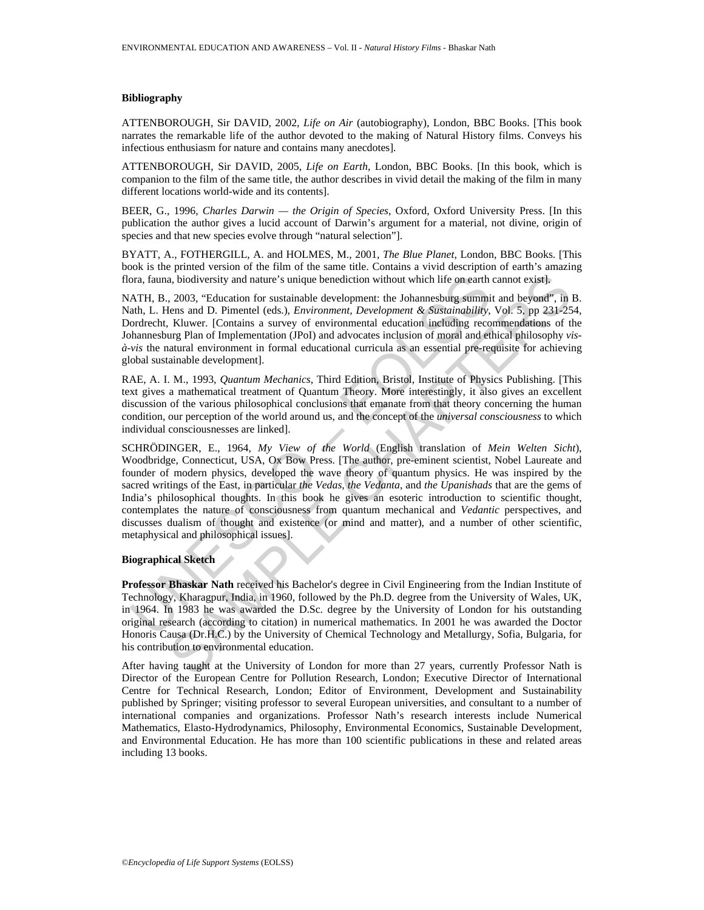### Bibliography

ATTENBOROUGH, Sir DAVID, 2002, *Life on Air* (autobiography), London, BBC Books. [This book narrates the remarkable life of the author devoted to the making of Natural History films. Conveys his infectious enthusiasm for nature and contains many anecdotes].

ATTENBOROUGH, Sir DAVID, 2005, *Life on Earth*, London, BBC Books. [In this book, which is companion to the film of the same title, the author describes in vivid detail the making of the film in many different locations world-wide and its contents].

BEER, G., 1996, *Charles Darwin — the Origin of Species*, Oxford, Oxford University Press. [In this publication the author gives a lucid account of Darwin's argument for a material, not divine, origin of species and that new species evolve through "natural selection"].

BYATT, A., FOTHERGILL, A. and HOLMES, M., 2001, *The Blue Planet*, London, BBC Books. [This book is the printed version of the film of the same title. Contains a vivid description of earth's amazing flora, fauna, biodiversity and nature's unique benediction without which life on earth cannot exist].

NATH, B., 2003, "Education for sustainable development: the Johannesburg summit and beyond", in B. Nath, L. Hens and D. Pimentel (eds.), *Environment, Development & Sustainability*, Vol. 5, pp 231-254, Dordrecht, Kluwer. [Contains a survey of environmental education including recommendations of the Johannesburg Plan of Implementation (JPoI) and advocates inclusion of moral and ethical philosophy *vis-à-vis* the natural environment in formal educational curricula as an essential pre-requisite for achieving global sustainable development].

RAE, A. I. M., 1993, *Quantum Mechanics*, Third Edition, Bristol, Institute of Physics Publishing. [This text gives a mathematical treatment of Quantum Theory. More interestingly, it also gives an excellent discussion of the various philosophical conclusions that emanate from that theory concerning the human condition, our perception of the world around us, and the concept of the *universal consciousness* to which individual consciousnesses are linked].

SCHRÖDINGER, E., 1964, *My View of the World* (English translation of *Mein Welten Sicht*), Woodbridge, Connecticut, USA, Ox Bow Press. [The author, pre-eminent scientist, Nobel Laureate and founder of modern physics, developed the wave theory of quantum physics. He was inspired by the sacred writings of the East, in particular *the Vedas*, *the Vedanta*, and *the Upanishads* that are the gems of India's philosophical thoughts. In this book he gives an esoteric introduction to scientific thought, contemplates the nature of consciousness from quantum mechanical and *Vedantic* perspectives, and discusses dualism of thought and existence (or mind and matter), and a number of other scientific, metaphysical and philosophical issues].

### Biographical Sketch

**Professor Bhaskar Nath** received his Bachelor's degree in Civil Engineering from the Indian Institute of Technology, Kharagpur, India, in 1960, followed by the Ph.D. degree from the University of Wales, UK, in 1964. In 1983 he was awarded the D.Sc. degree by the University of London for his outstanding original research (according to citation) in numerical mathematics. In 2001 he was awarded the Doctor Honoris Causa (Dr.H.C.) by the University of Chemical Technology and Metallurgy, Sofia, Bulgaria, for his contribution to environmental education.

After having taught at the University of London for more than 27 years, currently Professor Nath is Director of the European Centre for Pollution Research, London; Executive Director of International Centre for Technical Research, London; Editor of Environment, Development and Sustainability published by Springer; visiting professor to several European universities, and consultant to a number of international companies and organizations. Professor Nath's research interests include Numerical Mathematics, Elasto-Hydrodynamics, Philosophy, Environmental Economics, Sustainable Development, and Environmental Education. He has more than 100 scientific publications in these and related areas including 13 books.